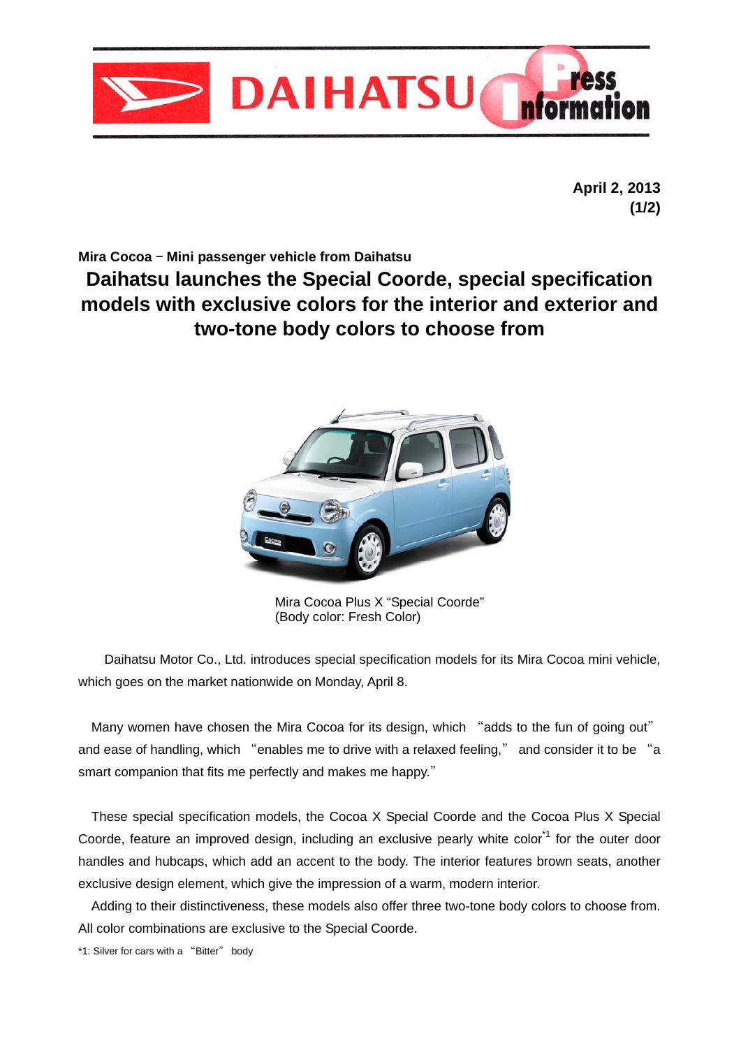April 2, 2013
(1/2)

**Mira Cocoa − Mini passenger vehicle from Daihatsu**

# Daihatsu launches the Special Coorde, special specification models with exclusive colors for the interior and exterior and two-tone body colors to choose from

Mira Cocoa Plus X “Special Coorde”
(Body color: Fresh Color)

Daihatsu Motor Co., Ltd. introduces special specification models for its Mira Cocoa mini vehicle, which goes on the market nationwide on Monday, April 8.

Many women have chosen the Mira Cocoa for its design, which “adds to the fun of going out” and ease of handling, which “enables me to drive with a relaxed feeling,” and consider it to be “a smart companion that fits me perfectly and makes me happy.”

These special specification models, the Cocoa X Special Coorde and the Cocoa Plus X Special Coorde, feature an improved design, including an exclusive pearly white color[*1] for the outer door handles and hubcaps, which add an accent to the body. The interior features brown seats, another exclusive design element, which give the impression of a warm, modern interior.

Adding to their distinctiveness, these models also offer three two-tone body colors to choose from. All color combinations are exclusive to the Special Coorde.

*1: Silver for cars with a “Bitter” body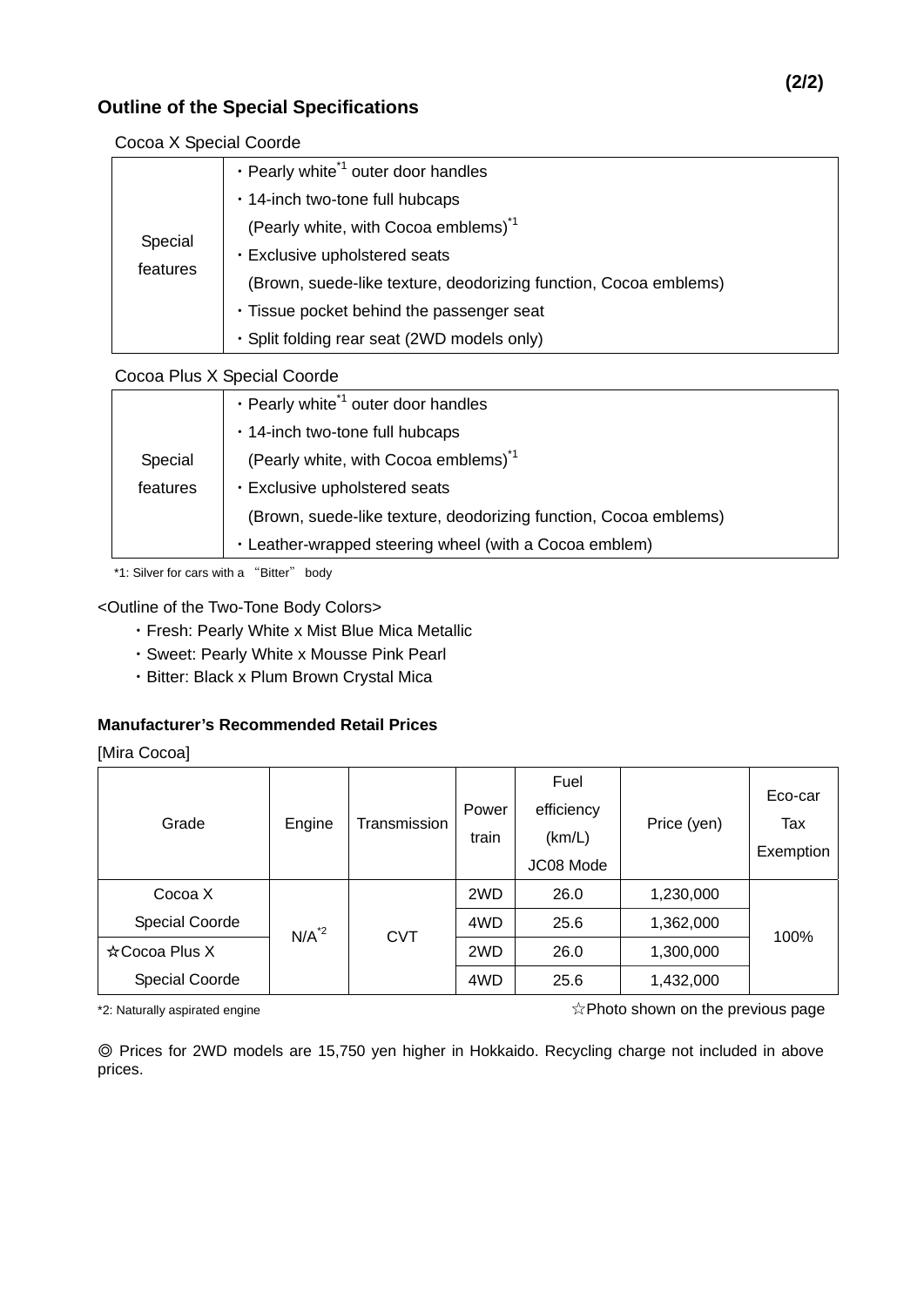## Outline of the Special Specifications

Cocoa X Special Coorde

| | |
|---|---|
| Special features | ・Pearly white[*1] outer door handles<br>・14-inch two-tone full hubcaps<br>(Pearly white, with Cocoa emblems)[*1]<br>・Exclusive upholstered seats<br>(Brown, suede-like texture, deodorizing function, Cocoa emblems)<br>・Tissue pocket behind the passenger seat<br>・Split folding rear seat (2WD models only) |

Cocoa Plus X Special Coorde

| | |
|---|---|
| Special features | ・Pearly white[*1] outer door handles<br>・14-inch two-tone full hubcaps<br>(Pearly white, with Cocoa emblems)[*1]<br>・Exclusive upholstered seats<br>(Brown, suede-like texture, deodorizing function, Cocoa emblems)<br>・Leather-wrapped steering wheel (with a Cocoa emblem) |

*1: Silver for cars with a "Bitter" body

<Outline of the Two-Tone Body Colors>

- Fresh: Pearly White x Mist Blue Mica Metallic
- Sweet: Pearly White x Mousse Pink Pearl
- Bitter: Black x Plum Brown Crystal Mica

### Manufacturer's Recommended Retail Prices

[Mira Cocoa]

| Grade | Engine | Transmission | Power train | Fuel efficiency (km/L) JC08 Mode | Price (yen) | Eco-car Tax Exemption |
|---|---|---|---|---|---|---|
| Cocoa X Special Coorde | N/A[*2] | CVT | 2WD | 26.0 | 1,230,000 | 100% |
| | | | 4WD | 25.6 | 1,362,000 | |
| ☆Cocoa Plus X Special Coorde | | | 2WD | 26.0 | 1,300,000 | |
| | | | 4WD | 25.6 | 1,432,000 | |

*2: Naturally aspirated engine

☆Photo shown on the previous page

◎ Prices for 2WD models are 15,750 yen higher in Hokkaido. Recycling charge not included in above prices.